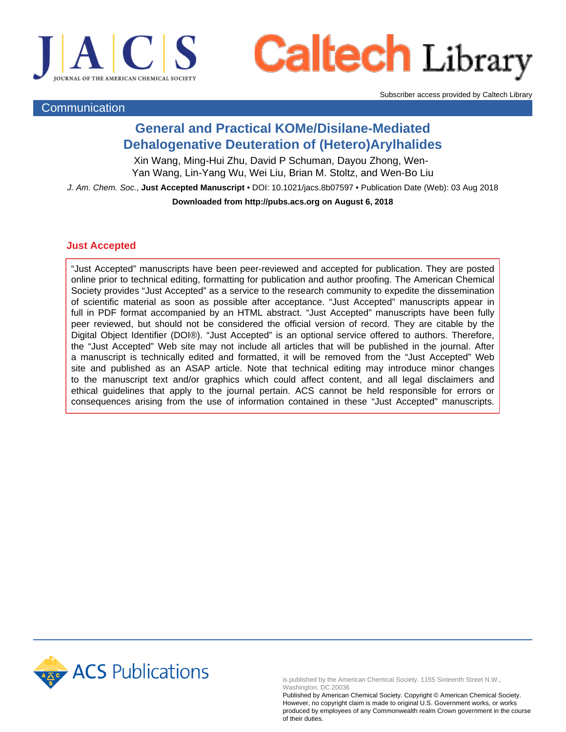Subscriber access provided by Caltech Library

Communication

# General and Practical KOMe/Disilane-Mediated Dehalogenative Deuteration of (Hetero)Arylhalides

Xin Wang, Ming-Hui Zhu, David P Schuman, Dayou Zhong, Wen-Yan Wang, Lin-Yang Wu, Wei Liu, Brian M. Stoltz, and Wen-Bo Liu

*J. Am. Chem. Soc.*, **Just Accepted Manuscript** • DOI: 10.1021/jacs.8b07597 • Publication Date (Web): 03 Aug 2018

**Downloaded from http://pubs.acs.org on August 6, 2018**

## Just Accepted

"Just Accepted" manuscripts have been peer-reviewed and accepted for publication. They are posted online prior to technical editing, formatting for publication and author proofing. The American Chemical Society provides "Just Accepted" as a service to the research community to expedite the dissemination of scientific material as soon as possible after acceptance. "Just Accepted" manuscripts appear in full in PDF format accompanied by an HTML abstract. "Just Accepted" manuscripts have been fully peer reviewed, but should not be considered the official version of record. They are citable by the Digital Object Identifier (DOI®). "Just Accepted" is an optional service offered to authors. Therefore, the "Just Accepted" Web site may not include all articles that will be published in the journal. After a manuscript is technically edited and formatted, it will be removed from the "Just Accepted" Web site and published as an ASAP article. Note that technical editing may introduce minor changes to the manuscript text and/or graphics which could affect content, and all legal disclaimers and ethical guidelines that apply to the journal pertain. ACS cannot be held responsible for errors or consequences arising from the use of information contained in these "Just Accepted" manuscripts.

ACS Publications

is published by the American Chemical Society. 1155 Sixteenth Street N.W., Washington, DC 20036
Published by American Chemical Society. Copyright © American Chemical Society. However, no copyright claim is made to original U.S. Government works, or works produced by employees of any Commonwealth realm Crown government in the course of their duties.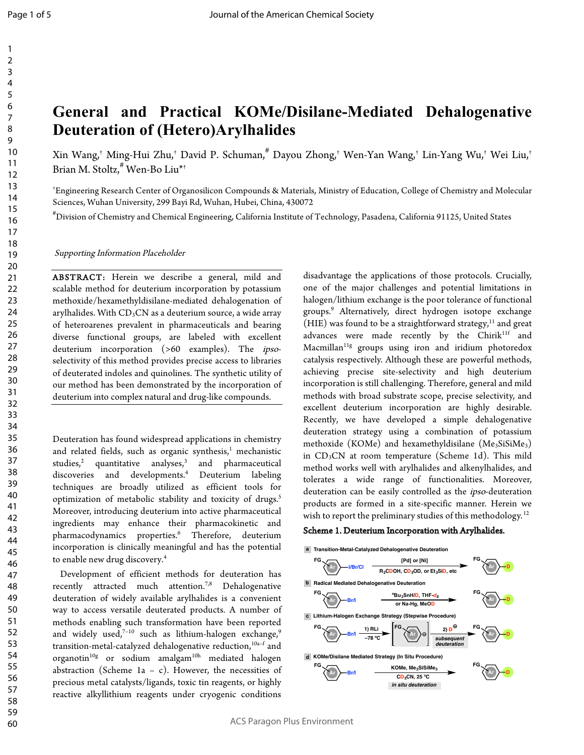# General and Practical KOMe/Disilane-Mediated Dehalogenative Deuteration of (Hetero)Arylhalides

Xin Wang,[†] Ming-Hui Zhu,[†] David P. Schuman,[#] Dayou Zhong,[†] Wen-Yan Wang,[†] Lin-Yang Wu,[†] Wei Liu,[†] Brian M. Stoltz,[#] Wen-Bo Liu*[†]

[†]Engineering Research Center of Organosilicon Compounds & Materials, Ministry of Education, College of Chemistry and Molecular Sciences, Wuhan University, 299 Bayi Rd, Wuhan, Hubei, China, 430072

[#]Division of Chemistry and Chemical Engineering, California Institute of Technology, Pasadena, California 91125, United States

*Supporting Information Placeholder*

**ABSTRACT:** Herein we describe a general, mild and scalable method for deuterium incorporation by potassium methoxide/hexamethyldisilane-mediated dehalogenation of arylhalides. With $CD_3CN$ as a deuterium source, a wide array of heteroarenes prevalent in pharmaceuticals and bearing diverse functional groups, are labeled with excellent deuterium incorporation (>60 examples). The *ipso*-selectivity of this method provides precise access to libraries of deuterated indoles and quinolines. The synthetic utility of our method has been demonstrated by the incorporation of deuterium into complex natural and drug-like compounds.

Deuteration has found widespread applications in chemistry and related fields, such as organic synthesis,[1] mechanistic studies,[2] quantitative analyses,[3] and pharmaceutical discoveries and developments.[4] Deuterium labeling techniques are broadly utilized as efficient tools for optimization of metabolic stability and toxicity of drugs.[5] Moreover, introducing deuterium into active pharmaceutical ingredients may enhance their pharmacokinetic and pharmacodynamics properties.[6] Therefore, deuterium incorporation is clinically meaningful and has the potential to enable new drug discovery.[4]

Development of efficient methods for deuteration has recently attracted much attention.[7,8] Dehalogenative deuteration of widely available arylhalides is a convenient way to access versatile deuterated products. A number of methods enabling such transformation have been reported and widely used,[7–10] such as lithium-halogen exchange,[9] transition-metal-catalyzed dehalogenative reduction,[10a–f] and organotin[10g] or sodium amalgam[10h] mediated halogen abstraction (Scheme 1a – c). However, the necessities of precious metal catalysts/ligands, toxic tin reagents, or highly reactive alkyllithium reagents under cryogenic conditions disadvantage the applications of those protocols. Crucially, one of the major challenges and potential limitations in halogen/lithium exchange is the poor tolerance of functional groups.[9] Alternatively, direct hydrogen isotope exchange (HIE) was found to be a straightforward strategy,[11] and great advances were made recently by the Chirik[11f] and Macmillan[11g] groups using iron and iridium photoredox catalysis respectively. Although these are powerful methods, achieving precise site-selectivity and high deuterium incorporation is still challenging. Therefore, general and mild methods with broad substrate scope, precise selectivity, and excellent deuterium incorporation are highly desirable. Recently, we have developed a simple dehalogenative deuteration strategy using a combination of potassium methoxide (KOMe) and hexamethyldisilane ($Me_3SiSiMe_3$) in $CD_3CN$ at room temperature (Scheme 1d). This mild method works well with arylhalides and alkenylhalides, and tolerates a wide range of functionalities. Moreover, deuteration can be easily controlled as the *ipso*-deuteration products are formed in a site-specific manner. Herein we wish to report the preliminary studies of this methodology.[12]

**Scheme 1. Deuterium Incorporation with Arylhalides.**

a Transition-Metal-Catalyzed Dehalogenative Deuteration: FG–Ar–I/Br/Cl → FG–Ar–D; [Pd] or [Ni]; $R_2CDOH$, $CD_3OD$, or $Et_3SiD$, etc

b Radical Mediated Dehalogenative Deuteration: FG–Ar–Br/I → FG–Ar–D; $^nBu_3SnH/D$, THF-$d_8$ or Na-Hg, MeOD

c Lithium-Halogen Exchange Strategy (Stepwise Procedure): FG–Ar–Br/I → 1) RLi, –78 °C → [FG–Ar$^{\ominus}$] → 2) $D^{\oplus}$ subsequent deuteration → FG–Ar–D

d KOMe/Disilane Mediated Strategy (In Situ Procedure): FG–Ar–Br/I → FG–Ar–D; KOMe, $Me_3SiSiMe_3$; $CD_3CN$, 25 °C; in situ deuteration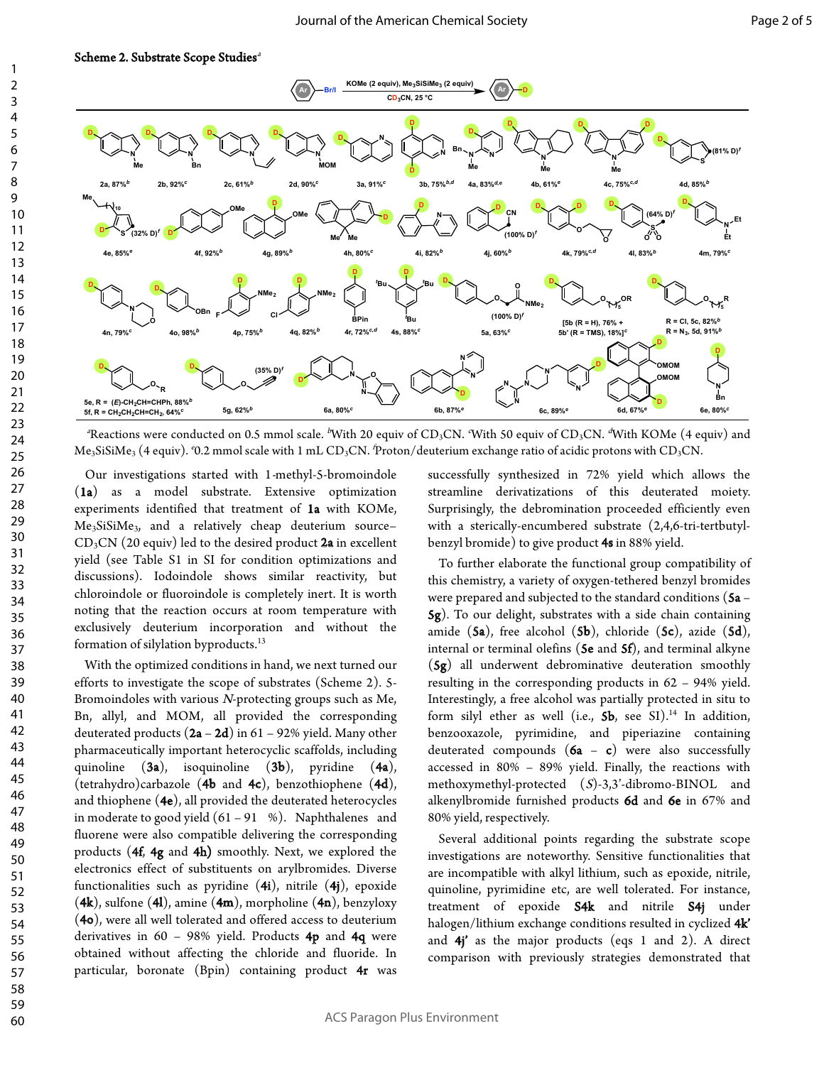**Scheme 2. Substrate Scope Studies**[a]

[a]Reactions were conducted on 0.5 mmol scale. [b]With 20 equiv of $CD_3CN$. [c]With 50 equiv of $CD_3CN$. [d]With KOMe (4 equiv) and $Me_3SiSiMe_3$ (4 equiv). [e]0.2 mmol scale with 1 mL $CD_3CN$. [f]Proton/deuterium exchange ratio of acidic protons with $CD_3CN$.

Our investigations started with 1-methyl-5-bromoindole (**1a**) as a model substrate. Extensive optimization experiments identified that treatment of **1a** with KOMe, $Me_3SiSiMe_3$, and a relatively cheap deuterium source–$CD_3CN$ (20 equiv) led to the desired product **2a** in excellent yield (see Table S1 in SI for condition optimizations and discussions). Iodoindole shows similar reactivity, but chloroindole or fluoroindole is completely inert. It is worth noting that the reaction occurs at room temperature with exclusively deuterium incorporation and without the formation of silylation byproducts.[13]

With the optimized conditions in hand, we next turned our efforts to investigate the scope of substrates (Scheme 2). 5-Bromoindoles with various *N*-protecting groups such as Me, Bn, allyl, and MOM, all provided the corresponding deuterated products (**2a** – **2d**) in 61 – 92% yield. Many other pharmaceutically important heterocyclic scaffolds, including quinoline (**3a**), isoquinoline (**3b**), pyridine (**4a**), (tetrahydro)carbazole (**4b** and **4c**), benzothiophene (**4d**), and thiophene (**4e**), all provided the deuterated heterocycles in moderate to good yield (61 – 91 %). Naphthalenes and fluorene were also compatible delivering the corresponding products (**4f**, **4g** and **4h**) smoothly. Next, we explored the electronics effect of substituents on arylbromides. Diverse functionalities such as pyridine (**4i**), nitrile (**4j**), epoxide (**4k**), sulfone (**4l**), amine (**4m**), morpholine (**4n**), benzyloxy (**4o**), were all well tolerated and offered access to deuterium derivatives in 60 – 98% yield. Products **4p** and **4q** were obtained without affecting the chloride and fluoride. In particular, boronate (Bpin) containing product **4r** was successfully synthesized in 72% yield which allows the streamline derivatizations of this deuterated moiety. Surprisingly, the debromination proceeded efficiently even with a sterically-encumbered substrate (2,4,6-tri-tertbutyl-benzyl bromide) to give product **4s** in 88% yield.

To further elaborate the functional group compatibility of this chemistry, a variety of oxygen-tethered benzyl bromides were prepared and subjected to the standard conditions (**5a** – **5g**). To our delight, substrates with a side chain containing amide (**5a**), free alcohol (**5b**), chloride (**5c**), azide (**5d**), internal or terminal olefins (**5e** and **5f**), and terminal alkyne (**5g**) all underwent debrominative deuteration smoothly resulting in the corresponding products in 62 – 94% yield. Interestingly, a free alcohol was partially protected in situ to form silyl ether as well (i.e., **5b**, see SI).[14] In addition, benzooxazole, pyrimidine, and piperiazine containing deuterated compounds (**6a** – **c**) were also successfully accessed in 80% – 89% yield. Finally, the reactions with methoxymethyl-protected (*S*)-3,3'-dibromo-BINOL and alkenylbromide furnished products **6d** and **6e** in 67% and 80% yield, respectively.

Several additional points regarding the substrate scope investigations are noteworthy. Sensitive functionalities that are incompatible with alkyl lithium, such as epoxide, nitrile, quinoline, pyrimidine etc, are well tolerated. For instance, treatment of epoxide **S4k** and nitrile **S4j** under halogen/lithium exchange conditions resulted in cyclized **4k'** and **4j'** as the major products (eqs 1 and 2). A direct comparison with previously strategies demonstrated that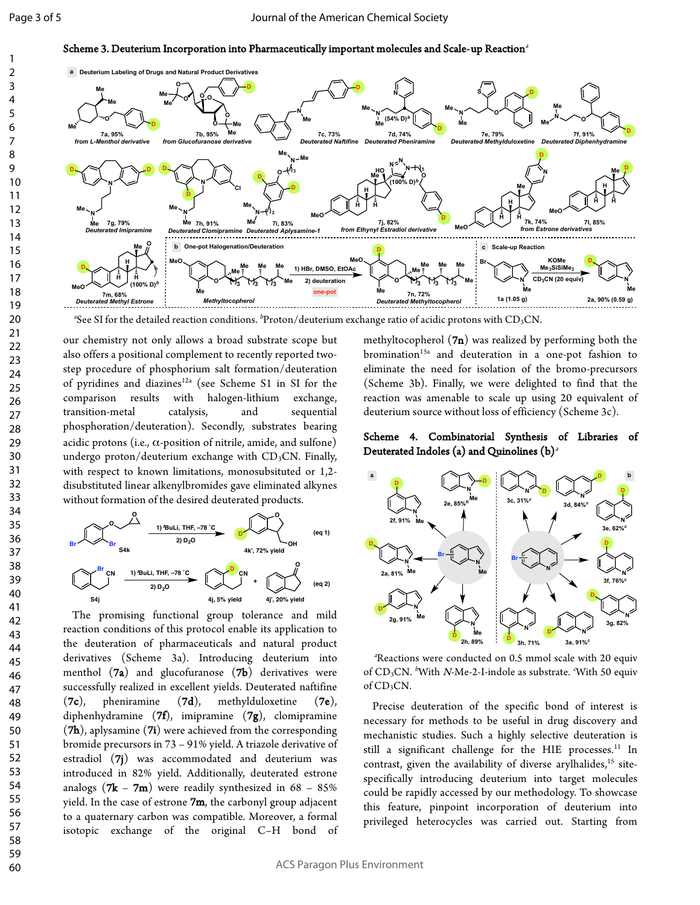**Scheme 3. Deuterium Incorporation into Pharmaceutically important molecules and Scale-up Reaction**[a]

[a]See SI for the detailed reaction conditions. [b]Proton/deuterium exchange ratio of acidic protons with $CD_3CN$.

our chemistry not only allows a broad substrate scope but also offers a positional complement to recently reported two-step procedure of phosphorium salt formation/deuteration of pyridines and diazines[12a] (see Scheme S1 in SI for the comparison results with halogen-lithium exchange, transition-metal catalysis, and sequential phosphoration/deuteration). Secondly, substrates bearing acidic protons (i.e., α-position of nitrile, amide, and sulfone) undergo proton/deuterium exchange with $CD_3CN$. Finally, with respect to known limitations, monosubsituted or 1,2-disubstituted linear alkenylbromides gave eliminated alkynes without formation of the desired deuterated products.

The promising functional group tolerance and mild reaction conditions of this protocol enable its application to the deuteration of pharmaceuticals and natural product derivatives (Scheme 3a). Introducing deuterium into menthol (**7a**) and glucofuranose (**7b**) derivatives were successfully realized in excellent yields. Deuterated naftifine (**7c**), pheniramine (**7d**), methylduloxetine (**7e**), diphenhydramine (**7f**), imipramine (**7g**), clomipramine (**7h**), aplysamine (**7i**) were achieved from the corresponding bromide precursors in 73 – 91% yield. A triazole derivative of estradiol (**7j**) was accommodated and deuterium was introduced in 82% yield. Additionally, deuterated estrone analogs (**7k** – **7m**) were readily synthesized in 68 – 85% yield. In the case of estrone **7m**, the carbonyl group adjacent to a quaternary carbon was compatible. Moreover, a formal isotopic exchange of the original C–H bond of methyltocopherol (**7n**) was realized by performing both the bromination[15a] and deuteration in a one-pot fashion to eliminate the need for isolation of the bromo-precursors (Scheme 3b). Finally, we were delighted to find that the reaction was amenable to scale up using 20 equivalent of deuterium source without loss of efficiency (Scheme 3c).

**Scheme 4. Combinatorial Synthesis of Libraries of Deuterated Indoles (a) and Quinolines (b)**[a]

[a]Reactions were conducted on 0.5 mmol scale with 20 equiv of $CD_3CN$. [b]With N-Me-2-I-indole as substrate. [c]With 50 equiv of $CD_3CN$.

Precise deuteration of the specific bond of interest is necessary for methods to be useful in drug discovery and mechanistic studies. Such a highly selective deuteration is still a significant challenge for the HIE processes.[11] In contrast, given the availability of diverse arylhalides,[15] site-specifically introducing deuterium into target molecules could be rapidly accessed by our methodology. To showcase this feature, pinpoint incorporation of deuterium into privileged heterocycles was carried out. Starting from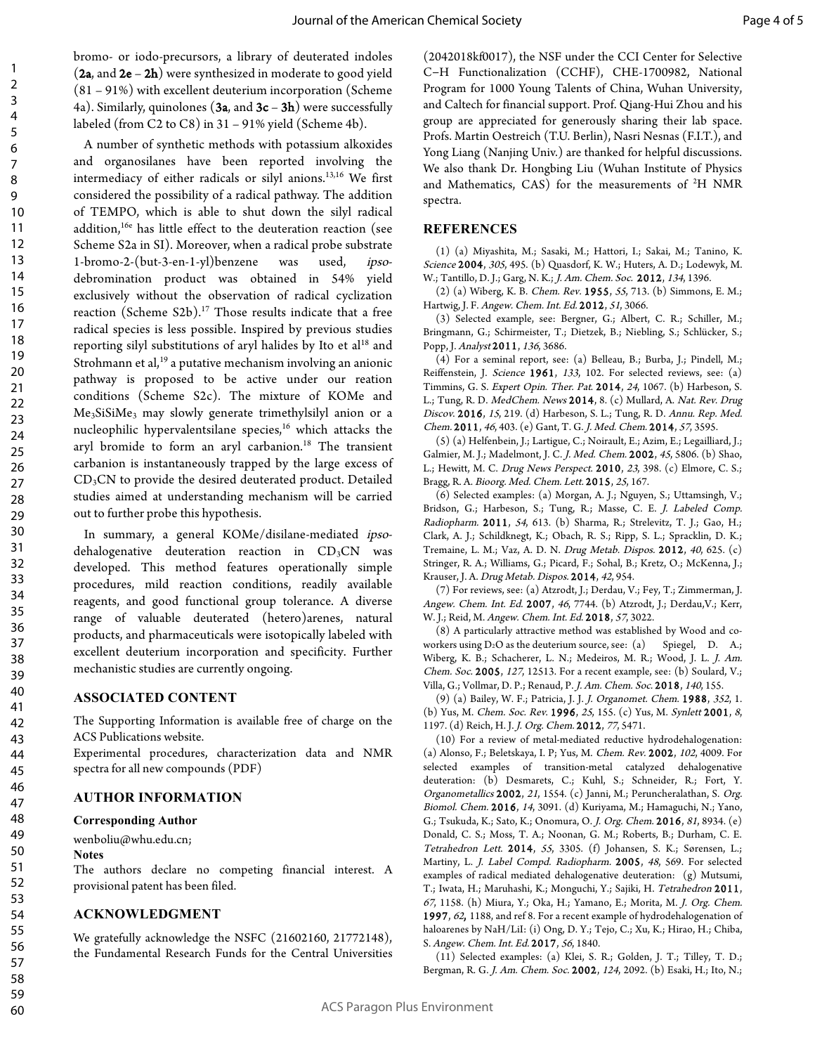bromo- or iodo-precursors, a library of deuterated indoles (**2a**, and **2e** – **2h**) were synthesized in moderate to good yield (81 – 91%) with excellent deuterium incorporation (Scheme 4a). Similarly, quinolones (**3a**, and **3c** – **3h**) were successfully labeled (from C2 to C8) in 31 – 91% yield (Scheme 4b).

A number of synthetic methods with potassium alkoxides and organosilanes have been reported involving the intermediacy of either radicals or silyl anions.[13,16] We first considered the possibility of a radical pathway. The addition of TEMPO, which is able to shut down the silyl radical addition,[16e] has little effect to the deuteration reaction (see Scheme S2a in SI). Moreover, when a radical probe substrate 1-bromo-2-(but-3-en-1-yl)benzene was used, *ipso*-debromination product was obtained in 54% yield exclusively without the observation of radical cyclization reaction (Scheme S2b).[17] Those results indicate that a free radical species is less possible. Inspired by previous studies reporting silyl substitutions of aryl halides by Ito et al[18] and Strohmann et al,[19] a putative mechanism involving an anionic pathway is proposed to be active under our reation conditions (Scheme S2c). The mixture of KOMe and $Me_3SiSiMe_3$ may slowly generate trimethylsilyl anion or a nucleophilic hypervalentsilane species,[16] which attacks the aryl bromide to form an aryl carbanion.[18] The transient carbanion is instantaneously trapped by the large excess of $CD_3CN$ to provide the desired deuterated product. Detailed studies aimed at understanding mechanism will be carried out to further probe this hypothesis.

In summary, a general KOMe/disilane-mediated *ipso*-dehalogenative deuteration reaction in $CD_3CN$ was developed. This method features operationally simple procedures, mild reaction conditions, readily available reagents, and good functional group tolerance. A diverse range of valuable deuterated (hetero)arenes, natural products, and pharmaceuticals were isotopically labeled with excellent deuterium incorporation and specificity. Further mechanistic studies are currently ongoing.

## ASSOCIATED CONTENT

The Supporting Information is available free of charge on the ACS Publications website.

Experimental procedures, characterization data and NMR spectra for all new compounds (PDF)

## AUTHOR INFORMATION

### Corresponding Author

wenboliu@whu.edu.cn;

**Notes**

The authors declare no competing financial interest. A provisional patent has been filed.

## ACKNOWLEDGMENT

We gratefully acknowledge the NSFC (21602160, 21772148), the Fundamental Research Funds for the Central Universities (2042018kf0017), the NSF under the CCI Center for Selective C–H Functionalization (CCHF), CHE-1700982, National Program for 1000 Young Talents of China, Wuhan University, and Caltech for financial support. Prof. Qiang-Hui Zhou and his group are appreciated for generously sharing their lab space. Profs. Martin Oestreich (T.U. Berlin), Nasri Nesnas (F.I.T.), and Yong Liang (Nanjing Univ.) are thanked for helpful discussions. We also thank Dr. Hongbing Liu (Wuhan Institute of Physics and Mathematics, CAS) for the measurements of $^2H$ NMR spectra.

## REFERENCES

(1) (a) Miyashita, M.; Sasaki, M.; Hattori, I.; Sakai, M.; Tanino, K. *Science* **2004**, *305*, 495. (b) Quasdorf, K. W.; Huters, A. D.; Lodewyk, M. W.; Tantillo, D. J.; Garg, N. K.; *J. Am. Chem. Soc.* **2012**, *134*, 1396.

(2) (a) Wiberg, K. B. *Chem. Rev.* **1955**, *55*, 713. (b) Simmons, E. M.; Hartwig, J. F. *Angew. Chem. Int. Ed.* **2012**, *51*, 3066.

(3) Selected example, see: Bergner, G.; Albert, C. R.; Schiller, M.; Bringmann, G.; Schirmeister, T.; Dietzek, B.; Niebling, S.; Schlücker, S.; Popp, J. *Analyst* **2011**, *136*, 3686.

(4) For a seminal report, see: (a) Belleau, B.; Burba, J.; Pindell, M.; Reiffenstein, J. *Science* **1961**, *133*, 102. For selected reviews, see: (a) Timmins, G. S. *Expert Opin. Ther. Pat.* **2014**, *24*, 1067. (b) Harbeson, S. L.; Tung, R. D. *MedChem. News* **2014**, 8. (c) Mullard, A. *Nat. Rev. Drug Discov.* **2016**, *15*, 219. (d) Harbeson, S. L.; Tung, R. D. *Annu. Rep. Med. Chem.* **2011**, *46*, 403. (e) Gant, T. G. *J. Med. Chem.* **2014**, *57*, 3595.

(5) (a) Helfenbein, J.; Lartigue, C.; Noirault, E.; Azim, E.; Legailliard, J.; Galmier, M. J.; Madelmont, J. C. *J. Med. Chem.* **2002**, *45*, 5806. (b) Shao, L.; Hewitt, M. C. *Drug News Perspect.* **2010**, *23*, 398. (c) Elmore, C. S.; Bragg, R. A. *Bioorg. Med. Chem. Lett.* **2015**, *25*, 167.

(6) Selected examples: (a) Morgan, A. J.; Nguyen, S.; Uttamsingh, V.; Bridson, G.; Harbeson, S.; Tung, R.; Masse, C. E. *J. Labeled Comp. Radiopharm.* **2011**, *54*, 613. (b) Sharma, R.; Strelevitz, T. J.; Gao, H.; Clark, A. J.; Schildknegt, K.; Obach, R. S.; Ripp, S. L.; Spracklin, D. K.; Tremaine, L. M.; Vaz, A. D. N. *Drug Metab. Dispos.* **2012**, *40*, 625. (c) Stringer, R. A.; Williams, G.; Picard, F.; Sohal, B.; Kretz, O.; McKenna, J.; Krauser, J. A. *Drug Metab. Dispos.* **2014**, *42*, 954.

(7) For reviews, see: (a) Atzrodt, J.; Derdau, V.; Fey, T.; Zimmerman, J. *Angew. Chem. Int. Ed.* **2007**, *46*, 7744. (b) Atzrodt, J.; Derdau,V.; Kerr, W. J.; Reid, M. *Angew. Chem. Int. Ed.* **2018**, *57*, 3022.

(8) A particularly attractive method was established by Wood and co-workers using $D_2O$ as the deuterium source, see: (a) Spiegel, D. A.; Wiberg, K. B.; Schacherer, L. N.; Medeiros, M. R.; Wood, J. L. *J. Am. Chem. Soc.* **2005**, *127*, 12513. For a recent example, see: (b) Soulard, V.; Villa, G.; Vollmar, D. P.; Renaud, P. *J. Am. Chem. Soc.* **2018**, *140*, 155.

(9) (a) Bailey, W. F.; Patricia, J. J. *J. Organomet. Chem.* **1988**, *352*, 1. (b) Yus, M. *Chem. Soc. Rev.* **1996**, *25*, 155. (c) Yus, M. *Synlett* **2001**, *8*, 1197. (d) Reich, H. J. *J. Org. Chem.* **2012**, *77*, 5471.

(10) For a review of metal-mediated reductive hydrodehalogenation: (a) Alonso, F.; Beletskaya, I. P; Yus, M. *Chem. Rev.* **2002**, *102*, 4009. For selected examples of transition-metal catalyzed dehalogenative deuteration: (b) Desmarets, C.; Kuhl, S.; Schneider, R.; Fort, Y. *Organometallics* **2002**, *21*, 1554. (c) Janni, M.; Peruncheralathan, S. *Org. Biomol. Chem.* **2016**, *14*, 3091. (d) Kuriyama, M.; Hamaguchi, N.; Yano, G.; Tsukuda, K.; Sato, K.; Onomura, O. *J. Org. Chem.* **2016**, *81*, 8934. (e) Donald, C. S.; Moss, T. A.; Noonan, G. M.; Roberts, B.; Durham, C. E. *Tetrahedron Lett.* **2014**, *55*, 3305. (f) Johansen, S. K.; Sørensen, L.; Martiny, L. *J. Label Compd. Radiopharm.* **2005**, *48*, 569. For selected examples of radical mediated dehalogenative deuteration: (g) Mutsumi, T.; Iwata, H.; Maruhashi, K.; Monguchi, Y.; Sajiki, H. *Tetrahedron* **2011**, *67*, 1158. (h) Miura, Y.; Oka, H.; Yamano, E.; Morita, M. *J. Org. Chem.* **1997**, *62*, 1188, and ref 8. For a recent example of hydrodehalogenation of haloarenes by NaH/LiI: (i) Ong, D. Y.; Tejo, C.; Xu, K.; Hirao, H.; Chiba, S. *Angew. Chem. Int. Ed.* **2017**, *56*, 1840.

(11) Selected examples: (a) Klei, S. R.; Golden, J. T.; Tilley, T. D.; Bergman, R. G. *J. Am. Chem. Soc.* **2002**, *124*, 2092. (b) Esaki, H.; Ito, N.;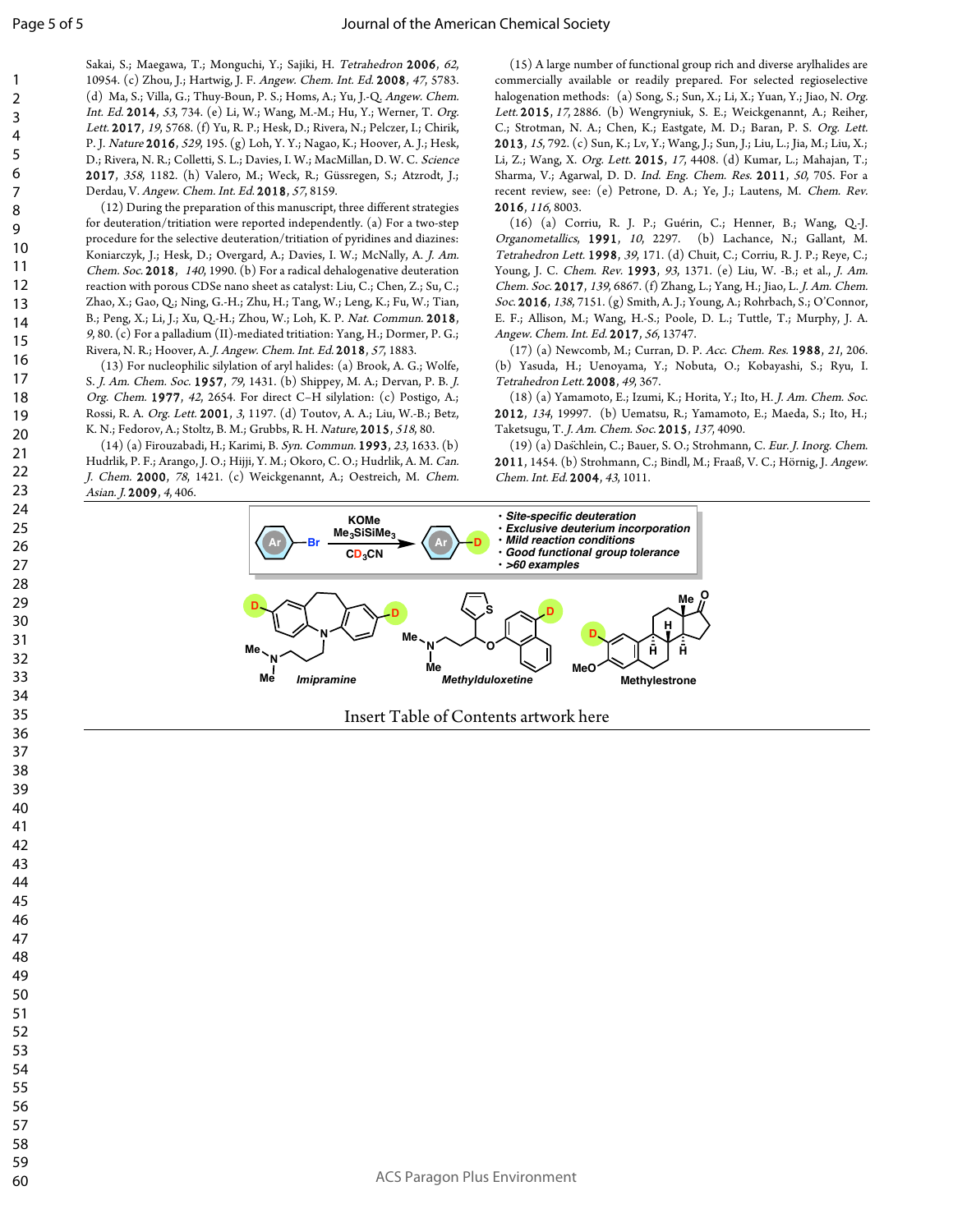Sakai, S.; Maegawa, T.; Monguchi, Y.; Sajiki, H. *Tetrahedron* **2006**, *62*, 10954. (c) Zhou, J.; Hartwig, J. F. *Angew. Chem. Int. Ed.* **2008**, *47*, 5783. (d) Ma, S.; Villa, G.; Thuy-Boun, P. S.; Homs, A.; Yu, J.-Q. *Angew. Chem. Int. Ed.* **2014**, *53*, 734. (e) Li, W.; Wang, M.-M.; Hu, Y.; Werner, T. *Org. Lett.* **2017**, *19*, 5768. (f) Yu, R. P.; Hesk, D.; Rivera, N.; Pelczer, I.; Chirik, P. J. *Nature* **2016**, *529*, 195. (g) Loh, Y. Y.; Nagao, K.; Hoover, A. J.; Hesk, D.; Rivera, N. R.; Colletti, S. L.; Davies, I. W.; MacMillan, D. W. C. *Science* **2017**, *358*, 1182. (h) Valero, M.; Weck, R.; Güssregen, S.; Atzrodt, J.; Derdau, V. *Angew. Chem. Int. Ed.* **2018**, *57*, 8159.

(12) During the preparation of this manuscript, three different strategies for deuteration/tritiation were reported independently. (a) For a two-step procedure for the selective deuteration/tritiation of pyridines and diazines: Koniarczyk, J.; Hesk, D.; Overgard, A.; Davies, I. W.; McNally, A. *J. Am. Chem. Soc.* **2018**, *140*, 1990. (b) For a radical dehalogenative deuteration reaction with porous CDSe nano sheet as catalyst: Liu, C.; Chen, Z.; Su, C.; Zhao, X.; Gao, Q.; Ning, G.-H.; Zhu, H.; Tang, W.; Leng, K.; Fu, W.; Tian, B.; Peng, X.; Li, J.; Xu, Q.-H.; Zhou, W.; Loh, K. P. *Nat. Commun.* **2018**, *9*, 80. (c) For a palladium (II)-mediated tritiation: Yang, H.; Dormer, P. G.; Rivera, N. R.; Hoover, A. J. *Angew. Chem. Int. Ed.* **2018**, *57*, 1883.

(13) For nucleophilic silylation of aryl halides: (a) Brook, A. G.; Wolfe, S. *J. Am. Chem. Soc.* **1957**, *79*, 1431. (b) Shippey, M. A.; Dervan, P. B. *J. Org. Chem.* **1977**, *42*, 2654. For direct C–H silylation: (c) Postigo, A.; Rossi, R. A. *Org. Lett.* **2001**, *3*, 1197. (d) Toutov, A. A.; Liu, W.-B.; Betz, K. N.; Fedorov, A.; Stoltz, B. M.; Grubbs, R. H. *Nature*, **2015**, *518*, 80.

(14) (a) Firouzabadi, H.; Karimi, B. *Syn. Commun.* **1993**, *23*, 1633. (b) Hudrlik, P. F.; Arango, J. O.; Hijji, Y. M.; Okoro, C. O.; Hudrlik, A. M. *Can. J. Chem.* **2000**, *78*, 1421. (c) Weickgenannt, A.; Oestreich, M. *Chem. Asian. J.* **2009**, *4*, 406.

(15) A large number of functional group rich and diverse arylhalides are commercially available or readily prepared. For selected regioselective halogenation methods: (a) Song, S.; Sun, X.; Li, X.; Yuan, Y.; Jiao, N. *Org. Lett.* **2015**, *17*, 2886. (b) Wengryniuk, S. E.; Weickgenannt, A.; Reiher, C.; Strotman, N. A.; Chen, K.; Eastgate, M. D.; Baran, P. S. *Org. Lett.* **2013**, *15*, 792. (c) Sun, K.; Lv, Y.; Wang, J.; Sun, J.; Liu, L.; Jia, M.; Liu, X.; Li, Z.; Wang, X. *Org. Lett.* **2015**, *17*, 4408. (d) Kumar, L.; Mahajan, T.; Sharma, V.; Agarwal, D. D. *Ind. Eng. Chem. Res.* **2011**, *50*, 705. For a recent review, see: (e) Petrone, D. A.; Ye, J.; Lautens, M. *Chem. Rev.* **2016**, *116*, 8003.

(16) (a) Corriu, R. J. P.; Guérin, C.; Henner, B.; Wang, Q.-J. *Organometallics*, **1991**, *10*, 2297. (b) Lachance, N.; Gallant, M. *Tetrahedron Lett.* **1998**, *39*, 171. (d) Chuit, C.; Corriu, R. J. P.; Reye, C.; Young, J. C. *Chem. Rev.* **1993**, *93*, 1371. (e) Liu, W. -B.; et al., *J. Am. Chem. Soc.* **2017**, *139*, 6867. (f) Zhang, L.; Yang, H.; Jiao, L. *J. Am. Chem. Soc.* **2016**, *138*, 7151. (g) Smith, A. J.; Young, A.; Rohrbach, S.; O'Connor, E. F.; Allison, M.; Wang, H.-S.; Poole, D. L.; Tuttle, T.; Murphy, J. A. *Angew. Chem. Int. Ed.* **2017**, *56*, 13747.

(17) (a) Newcomb, M.; Curran, D. P. *Acc. Chem. Res.* **1988**, *21*, 206. (b) Yasuda, H.; Uenoyama, Y.; Nobuta, O.; Kobayashi, S.; Ryu, I. *Tetrahedron Lett.* **2008**, *49*, 367.

(18) (a) Yamamoto, E.; Izumi, K.; Horita, Y.; Ito, H. *J. Am. Chem. Soc.* **2012**, *134*, 19997. (b) Uematsu, R.; Yamamoto, E.; Maeda, S.; Ito, H.; Taketsugu, T. *J. Am. Chem. Soc.* **2015**, *137*, 4090.

(19) (a) Daŝchlein, C.; Bauer, S. O.; Strohmann, C. *Eur. J. Inorg. Chem.* **2011**, 1454. (b) Strohmann, C.; Bindl, M.; Fraaß, V. C.; Hörnig, J. *Angew. Chem. Int. Ed.* **2004**, *43*, 1011.

Ar–Br → Ar–D (KOMe, $Me_3SiSiMe_3$, $CD_3CN$)

- Site-specific deuteration
- Exclusive deuterium incorporation
- Mild reaction conditions
- Good functional group tolerance
- >60 examples

Imipramine, Methylduloxetine, Methylestrone

Insert Table of Contents artwork here